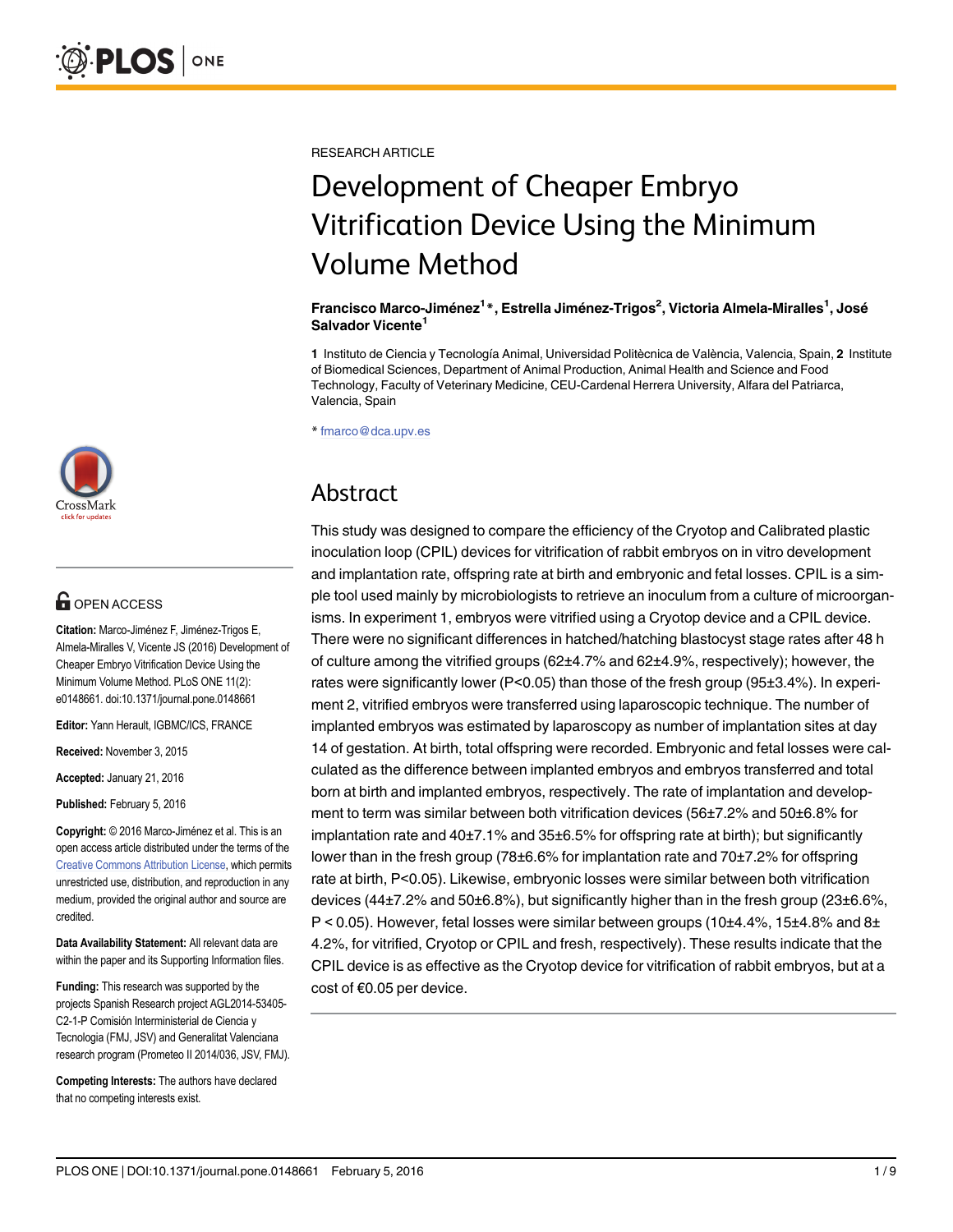RESEARCH ARTICLE

# Development of Cheaper Embryo Vitrification Device Using the Minimum Volume Method

**Francisco Marco-Jiménez[1]*, Estrella Jiménez-Trigos[2], Victoria Almela-Miralles[1], José Salvador Vicente[1]**

**1** Instituto de Ciencia y Tecnología Animal, Universidad Politècnica de València, Valencia, Spain, **2** Institute of Biomedical Sciences, Department of Animal Production, Animal Health and Science and Food Technology, Faculty of Veterinary Medicine, CEU-Cardenal Herrera University, Alfara del Patriarca, Valencia, Spain

* fmarco@dca.upv.es

## Abstract

This study was designed to compare the efficiency of the Cryotop and Calibrated plastic inoculation loop (CPIL) devices for vitrification of rabbit embryos on in vitro development and implantation rate, offspring rate at birth and embryonic and fetal losses. CPIL is a simple tool used mainly by microbiologists to retrieve an inoculum from a culture of microorganisms. In experiment 1, embryos were vitrified using a Cryotop device and a CPIL device. There were no significant differences in hatched/hatching blastocyst stage rates after 48 h of culture among the vitrified groups (62±4.7% and 62±4.9%, respectively); however, the rates were significantly lower ($P<0.05$) than those of the fresh group (95±3.4%). In experiment 2, vitrified embryos were transferred using laparoscopic technique. The number of implanted embryos was estimated by laparoscopy as number of implantation sites at day 14 of gestation. At birth, total offspring were recorded. Embryonic and fetal losses were calculated as the difference between implanted embryos and embryos transferred and total born at birth and implanted embryos, respectively. The rate of implantation and development to term was similar between both vitrification devices (56±7.2% and 50±6.8% for implantation rate and 40±7.1% and 35±6.5% for offspring rate at birth); but significantly lower than in the fresh group (78±6.6% for implantation rate and 70±7.2% for offspring rate at birth, $P<0.05$). Likewise, embryonic losses were similar between both vitrification devices (44±7.2% and 50±6.8%), but significantly higher than in the fresh group (23±6.6%, $P < 0.05$). However, fetal losses were similar between groups (10±4.4%, 15±4.8% and 8±4.2%, for vitrified, Cryotop or CPIL and fresh, respectively). These results indicate that the CPIL device is as effective as the Cryotop device for vitrification of rabbit embryos, but at a cost of €0.05 per device.

OPEN ACCESS

**Citation:** Marco-Jiménez F, Jiménez-Trigos E, Almela-Miralles V, Vicente JS (2016) Development of Cheaper Embryo Vitrification Device Using the Minimum Volume Method. PLoS ONE 11(2): e0148661. doi:10.1371/journal.pone.0148661

**Editor:** Yann Herault, IGBMC/ICS, FRANCE

**Received:** November 3, 2015

**Accepted:** January 21, 2016

**Published:** February 5, 2016

**Copyright:** © 2016 Marco-Jiménez et al. This is an open access article distributed under the terms of the Creative Commons Attribution License, which permits unrestricted use, distribution, and reproduction in any medium, provided the original author and source are credited.

**Data Availability Statement:** All relevant data are within the paper and its Supporting Information files.

**Funding:** This research was supported by the projects Spanish Research project AGL2014-53405-C2-1-P Comisión Interministerial de Ciencia y Tecnologia (FMJ, JSV) and Generalitat Valenciana research program (Prometeo II 2014/036, JSV, FMJ).

**Competing Interests:** The authors have declared that no competing interests exist.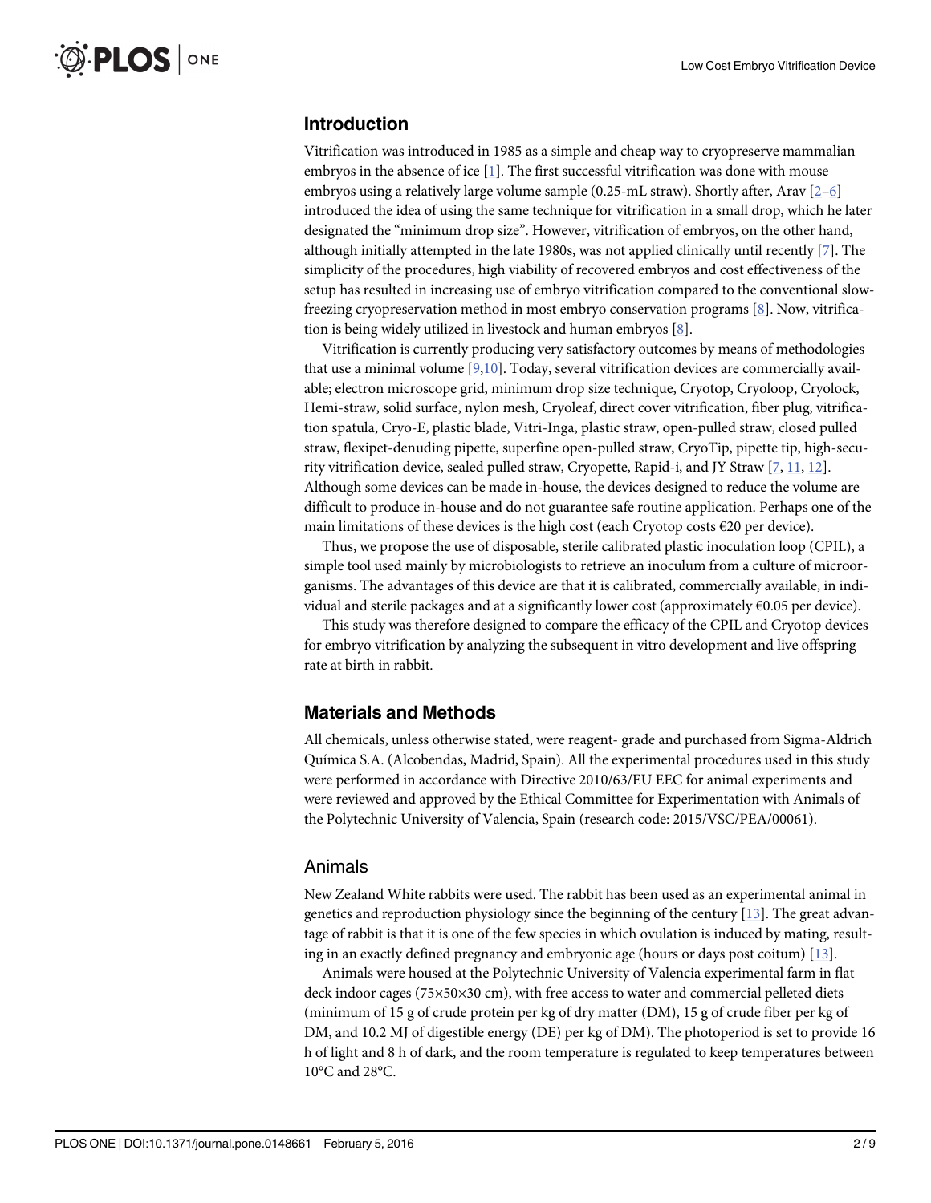## Introduction

Vitrification was introduced in 1985 as a simple and cheap way to cryopreserve mammalian embryos in the absence of ice [1]. The first successful vitrification was done with mouse embryos using a relatively large volume sample (0.25-mL straw). Shortly after, Arav [2–6] introduced the idea of using the same technique for vitrification in a small drop, which he later designated the "minimum drop size". However, vitrification of embryos, on the other hand, although initially attempted in the late 1980s, was not applied clinically until recently [7]. The simplicity of the procedures, high viability of recovered embryos and cost effectiveness of the setup has resulted in increasing use of embryo vitrification compared to the conventional slow-freezing cryopreservation method in most embryo conservation programs [8]. Now, vitrification is being widely utilized in livestock and human embryos [8].

Vitrification is currently producing very satisfactory outcomes by means of methodologies that use a minimal volume [9,10]. Today, several vitrification devices are commercially available; electron microscope grid, minimum drop size technique, Cryotop, Cryoloop, Cryolock, Hemi-straw, solid surface, nylon mesh, Cryoleaf, direct cover vitrification, fiber plug, vitrification spatula, Cryo-E, plastic blade, Vitri-Inga, plastic straw, open-pulled straw, closed pulled straw, flexipet-denuding pipette, superfine open-pulled straw, CryoTip, pipette tip, high-security vitrification device, sealed pulled straw, Cryopette, Rapid-i, and JY Straw [7, 11, 12]. Although some devices can be made in-house, the devices designed to reduce the volume are difficult to produce in-house and do not guarantee safe routine application. Perhaps one of the main limitations of these devices is the high cost (each Cryotop costs €20 per device).

Thus, we propose the use of disposable, sterile calibrated plastic inoculation loop (CPIL), a simple tool used mainly by microbiologists to retrieve an inoculum from a culture of microorganisms. The advantages of this device are that it is calibrated, commercially available, in individual and sterile packages and at a significantly lower cost (approximately €0.05 per device).

This study was therefore designed to compare the efficacy of the CPIL and Cryotop devices for embryo vitrification by analyzing the subsequent in vitro development and live offspring rate at birth in rabbit.

## Materials and Methods

All chemicals, unless otherwise stated, were reagent- grade and purchased from Sigma-Aldrich Química S.A. (Alcobendas, Madrid, Spain). All the experimental procedures used in this study were performed in accordance with Directive 2010/63/EU EEC for animal experiments and were reviewed and approved by the Ethical Committee for Experimentation with Animals of the Polytechnic University of Valencia, Spain (research code: 2015/VSC/PEA/00061).

### Animals

New Zealand White rabbits were used. The rabbit has been used as an experimental animal in genetics and reproduction physiology since the beginning of the century [13]. The great advantage of rabbit is that it is one of the few species in which ovulation is induced by mating, resulting in an exactly defined pregnancy and embryonic age (hours or days post coitum) [13].

Animals were housed at the Polytechnic University of Valencia experimental farm in flat deck indoor cages (75×50×30 cm), with free access to water and commercial pelleted diets (minimum of 15 g of crude protein per kg of dry matter (DM), 15 g of crude fiber per kg of DM, and 10.2 MJ of digestible energy (DE) per kg of DM). The photoperiod is set to provide 16 h of light and 8 h of dark, and the room temperature is regulated to keep temperatures between 10°C and 28°C.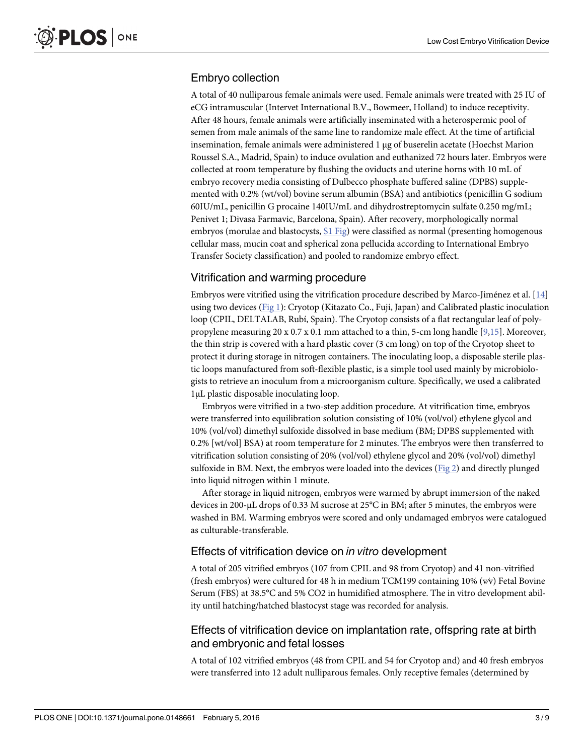## Embryo collection

A total of 40 nulliparous female animals were used. Female animals were treated with 25 IU of eCG intramuscular (Intervet International B.V., Bowmeer, Holland) to induce receptivity. After 48 hours, female animals were artificially inseminated with a heterospermic pool of semen from male animals of the same line to randomize male effect. At the time of artificial insemination, female animals were administered 1 μg of buserelin acetate (Hoechst Marion Roussel S.A., Madrid, Spain) to induce ovulation and euthanized 72 hours later. Embryos were collected at room temperature by flushing the oviducts and uterine horns with 10 mL of embryo recovery media consisting of Dulbecco phosphate buffered saline (DPBS) supplemented with 0.2% (wt/vol) bovine serum albumin (BSA) and antibiotics (penicillin G sodium 60IU/mL, penicillin G procaine 140IU/mL and dihydrostreptomycin sulfate 0.250 mg/mL; Penivet 1; Divasa Farmavic, Barcelona, Spain). After recovery, morphologically normal embryos (morulae and blastocysts, S1 Fig) were classified as normal (presenting homogenous cellular mass, mucin coat and spherical zona pellucida according to International Embryo Transfer Society classification) and pooled to randomize embryo effect.

## Vitrification and warming procedure

Embryos were vitrified using the vitrification procedure described by Marco-Jiménez et al. [14] using two devices (Fig 1): Cryotop (Kitazato Co., Fuji, Japan) and Calibrated plastic inoculation loop (CPIL, DELTALAB, Rubí, Spain). The Cryotop consists of a flat rectangular leaf of polypropylene measuring 20 x 0.7 x 0.1 mm attached to a thin, 5-cm long handle [9,15]. Moreover, the thin strip is covered with a hard plastic cover (3 cm long) on top of the Cryotop sheet to protect it during storage in nitrogen containers. The inoculating loop, a disposable sterile plastic loops manufactured from soft-flexible plastic, is a simple tool used mainly by microbiologists to retrieve an inoculum from a microorganism culture. Specifically, we used a calibrated 1μL plastic disposable inoculating loop.

Embryos were vitrified in a two-step addition procedure. At vitrification time, embryos were transferred into equilibration solution consisting of 10% (vol/vol) ethylene glycol and 10% (vol/vol) dimethyl sulfoxide dissolved in base medium (BM; DPBS supplemented with 0.2% [wt/vol] BSA) at room temperature for 2 minutes. The embryos were then transferred to vitrification solution consisting of 20% (vol/vol) ethylene glycol and 20% (vol/vol) dimethyl sulfoxide in BM. Next, the embryos were loaded into the devices (Fig 2) and directly plunged into liquid nitrogen within 1 minute.

After storage in liquid nitrogen, embryos were warmed by abrupt immersion of the naked devices in 200-μL drops of 0.33 M sucrose at 25°C in BM; after 5 minutes, the embryos were washed in BM. Warming embryos were scored and only undamaged embryos were catalogued as culturable-transferable.

## Effects of vitrification device on *in vitro* development

A total of 205 vitrified embryos (107 from CPIL and 98 from Cryotop) and 41 non-vitrified (fresh embryos) were cultured for 48 h in medium TCM199 containing 10% (v⁄v) Fetal Bovine Serum (FBS) at 38.5°C and 5% CO2 in humidified atmosphere. The in vitro development ability until hatching/hatched blastocyst stage was recorded for analysis.

## Effects of vitrification device on implantation rate, offspring rate at birth and embryonic and fetal losses

A total of 102 vitrified embryos (48 from CPIL and 54 for Cryotop and) and 40 fresh embryos were transferred into 12 adult nulliparous females. Only receptive females (determined by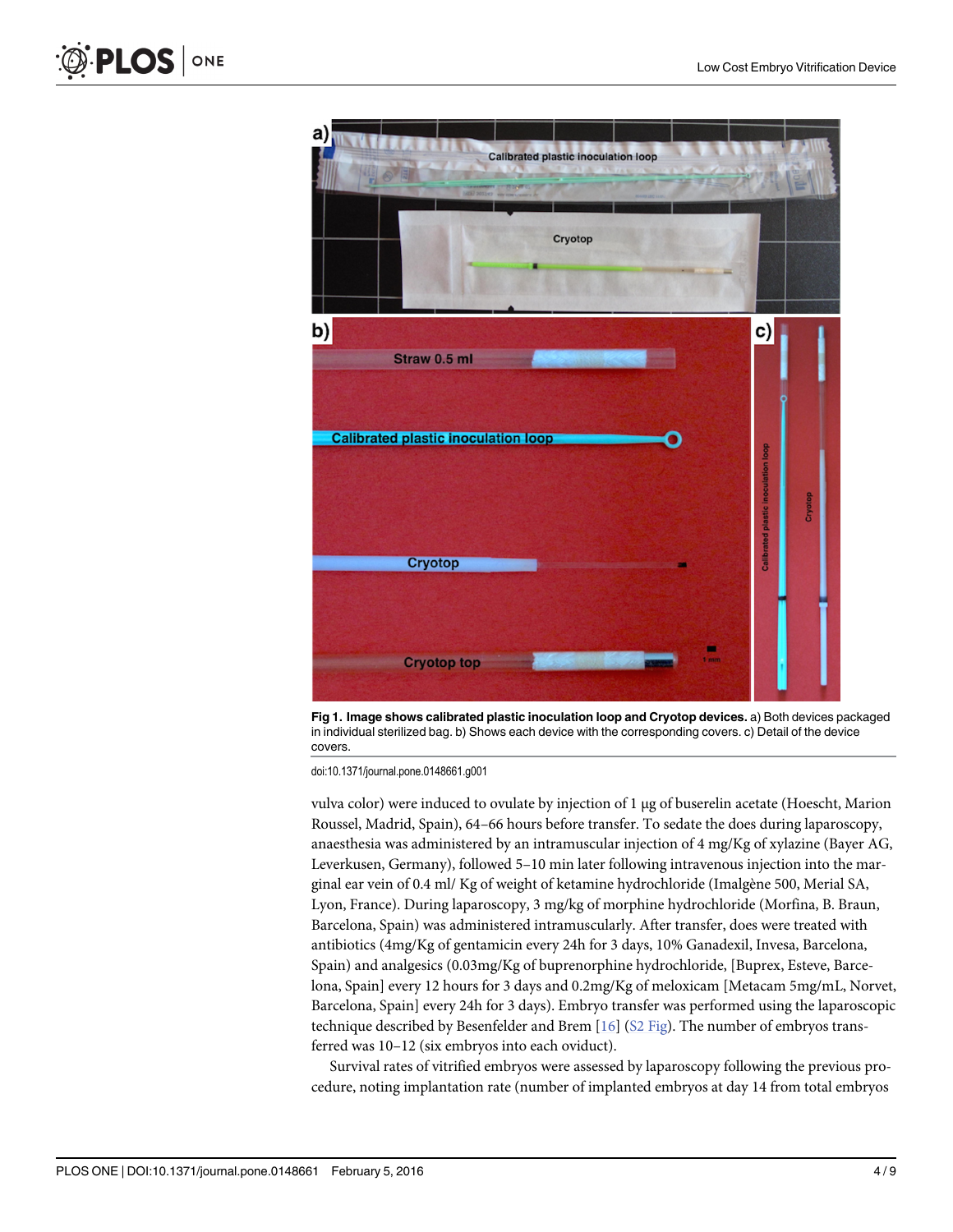Fig 1. Image shows calibrated plastic inoculation loop and Cryotop devices. a) Both devices packaged in individual sterilized bag. b) Shows each device with the corresponding covers. c) Detail of the device covers.

doi:10.1371/journal.pone.0148661.g001

vulva color) were induced to ovulate by injection of 1 µg of buserelin acetate (Hoescht, Marion Roussel, Madrid, Spain), 64–66 hours before transfer. To sedate the does during laparoscopy, anaesthesia was administered by an intramuscular injection of 4 mg/Kg of xylazine (Bayer AG, Leverkusen, Germany), followed 5–10 min later following intravenous injection into the marginal ear vein of 0.4 ml/ Kg of weight of ketamine hydrochloride (Imalgène 500, Merial SA, Lyon, France). During laparoscopy, 3 mg/kg of morphine hydrochloride (Morfina, B. Braun, Barcelona, Spain) was administered intramuscularly. After transfer, does were treated with antibiotics (4mg/Kg of gentamicin every 24h for 3 days, 10% Ganadexil, Invesa, Barcelona, Spain) and analgesics (0.03mg/Kg of buprenorphine hydrochloride, [Buprex, Esteve, Barcelona, Spain] every 12 hours for 3 days and 0.2mg/Kg of meloxicam [Metacam 5mg/mL, Norvet, Barcelona, Spain] every 24h for 3 days). Embryo transfer was performed using the laparoscopic technique described by Besenfelder and Brem [16] (S2 Fig). The number of embryos transferred was 10–12 (six embryos into each oviduct).

Survival rates of vitrified embryos were assessed by laparoscopy following the previous procedure, noting implantation rate (number of implanted embryos at day 14 from total embryos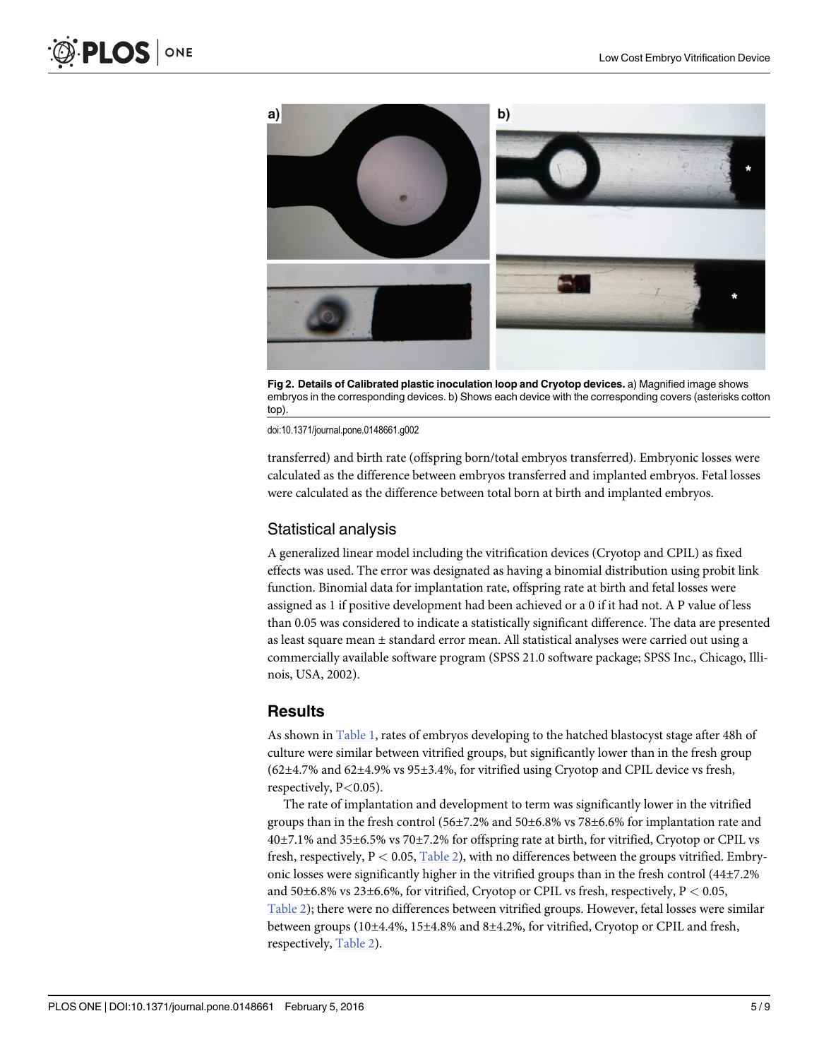Fig 2. Details of Calibrated plastic inoculation loop and Cryotop devices. a) Magnified image shows embryos in the corresponding devices. b) Shows each device with the corresponding covers (asterisks cotton top).

doi:10.1371/journal.pone.0148661.g002

transferred) and birth rate (offspring born/total embryos transferred). Embryonic losses were calculated as the difference between embryos transferred and implanted embryos. Fetal losses were calculated as the difference between total born at birth and implanted embryos.

## Statistical analysis

A generalized linear model including the vitrification devices (Cryotop and CPIL) as fixed effects was used. The error was designated as having a binomial distribution using probit link function. Binomial data for implantation rate, offspring rate at birth and fetal losses were assigned as 1 if positive development had been achieved or a 0 if it had not. A P value of less than 0.05 was considered to indicate a statistically significant difference. The data are presented as least square mean ± standard error mean. All statistical analyses were carried out using a commercially available software program (SPSS 21.0 software package; SPSS Inc., Chicago, Illinois, USA, 2002).

# Results

As shown in Table 1, rates of embryos developing to the hatched blastocyst stage after 48h of culture were similar between vitrified groups, but significantly lower than in the fresh group (62±4.7% and 62±4.9% vs 95±3.4%, for vitrified using Cryotop and CPIL device vs fresh, respectively, $P<0.05$).

The rate of implantation and development to term was significantly lower in the vitrified groups than in the fresh control (56±7.2% and 50±6.8% vs 78±6.6% for implantation rate and 40±7.1% and 35±6.5% vs 70±7.2% for offspring rate at birth, for vitrified, Cryotop or CPIL vs fresh, respectively, $P < 0.05$, Table 2), with no differences between the groups vitrified. Embryonic losses were significantly higher in the vitrified groups than in the fresh control (44±7.2% and 50±6.8% vs 23±6.6%, for vitrified, Cryotop or CPIL vs fresh, respectively, $P < 0.05$, Table 2); there were no differences between vitrified groups. However, fetal losses were similar between groups (10±4.4%, 15±4.8% and 8±4.2%, for vitrified, Cryotop or CPIL and fresh, respectively, Table 2).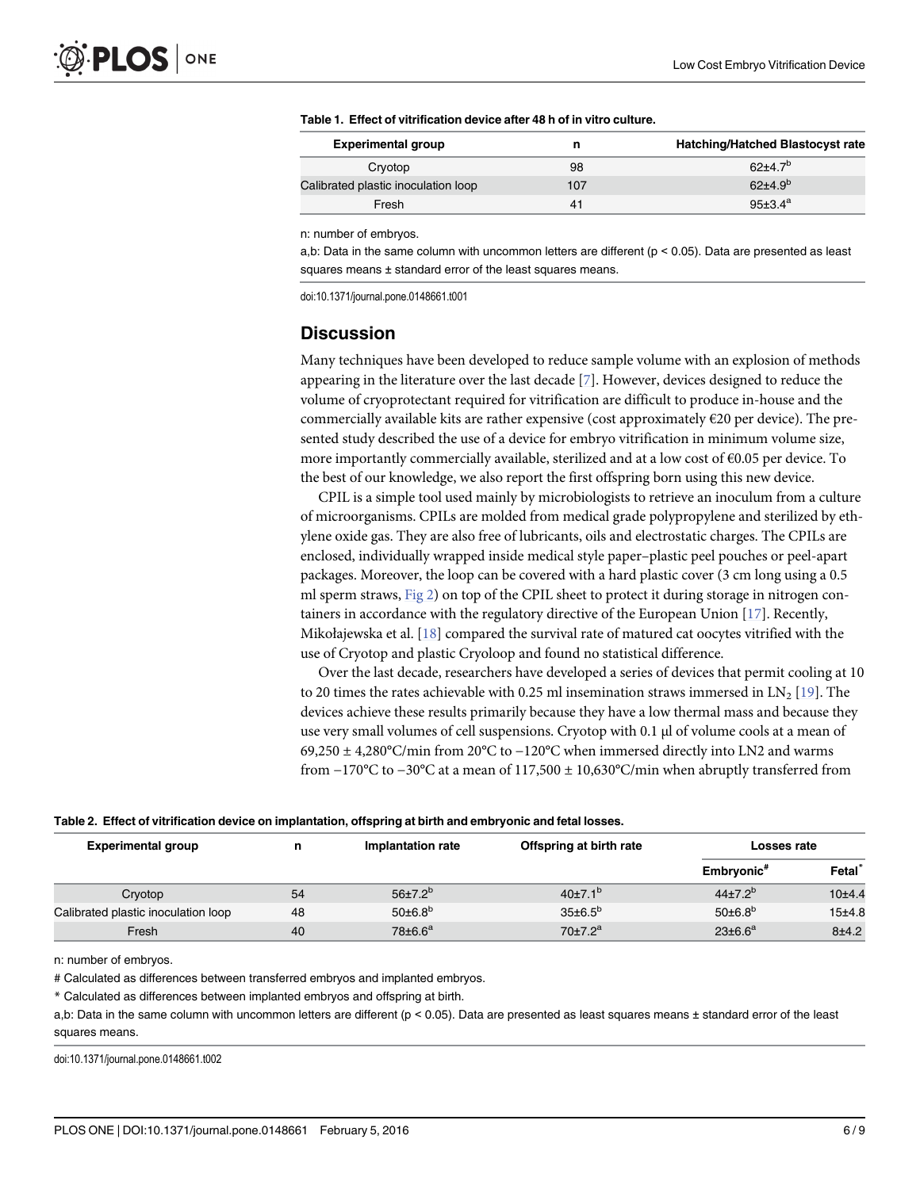**Table 1. Effect of vitrification device after 48 h of in vitro culture.**

| Experimental group | n | Hatching/Hatched Blastocyst rate |
|---|---|---|
| Cryotop | 98 | 62±4.7[b] |
| Calibrated plastic inoculation loop | 107 | 62±4.9[b] |
| Fresh | 41 | 95±3.4[a] |

n: number of embryos.

a,b: Data in the same column with uncommon letters are different ($p < 0.05$). Data are presented as least squares means ± standard error of the least squares means.

doi:10.1371/journal.pone.0148661.t001

## Discussion

Many techniques have been developed to reduce sample volume with an explosion of methods appearing in the literature over the last decade [7]. However, devices designed to reduce the volume of cryoprotectant required for vitrification are difficult to produce in-house and the commercially available kits are rather expensive (cost approximately €20 per device). The presented study described the use of a device for embryo vitrification in minimum volume size, more importantly commercially available, sterilized and at a low cost of €0.05 per device. To the best of our knowledge, we also report the first offspring born using this new device.

CPIL is a simple tool used mainly by microbiologists to retrieve an inoculum from a culture of microorganisms. CPILs are molded from medical grade polypropylene and sterilized by ethylene oxide gas. They are also free of lubricants, oils and electrostatic charges. The CPILs are enclosed, individually wrapped inside medical style paper–plastic peel pouches or peel-apart packages. Moreover, the loop can be covered with a hard plastic cover (3 cm long using a 0.5 ml sperm straws, Fig 2) on top of the CPIL sheet to protect it during storage in nitrogen containers in accordance with the regulatory directive of the European Union [17]. Recently, Mikołajewska et al. [18] compared the survival rate of matured cat oocytes vitrified with the use of Cryotop and plastic Cryoloop and found no statistical difference.

Over the last decade, researchers have developed a series of devices that permit cooling at 10 to 20 times the rates achievable with 0.25 ml insemination straws immersed in $LN_2$ [19]. The devices achieve these results primarily because they have a low thermal mass and because they use very small volumes of cell suspensions. Cryotop with 0.1 μl of volume cools at a mean of 69,250 ± 4,280°C/min from 20°C to −120°C when immersed directly into LN2 and warms from −170°C to −30°C at a mean of 117,500 ± 10,630°C/min when abruptly transferred from

**Table 2. Effect of vitrification device on implantation, offspring at birth and embryonic and fetal losses.**

| Experimental group | n | Implantation rate | Offspring at birth rate | Losses rate | |
|---|---|---|---|---|---|
| | | | | Embryonic[#] | Fetal[*] |
| Cryotop | 54 | 56±7.2[b] | 40±7.1[b] | 44±7.2[b] | 10±4.4 |
| Calibrated plastic inoculation loop | 48 | 50±6.8[b] | 35±6.5[b] | 50±6.8[b] | 15±4.8 |
| Fresh | 40 | 78±6.6[a] | 70±7.2[a] | 23±6.6[a] | 8±4.2 |

n: number of embryos.

# Calculated as differences between transferred embryos and implanted embryos.

* Calculated as differences between implanted embryos and offspring at birth.

a,b: Data in the same column with uncommon letters are different ($p < 0.05$). Data are presented as least squares means ± standard error of the least squares means.

doi:10.1371/journal.pone.0148661.t002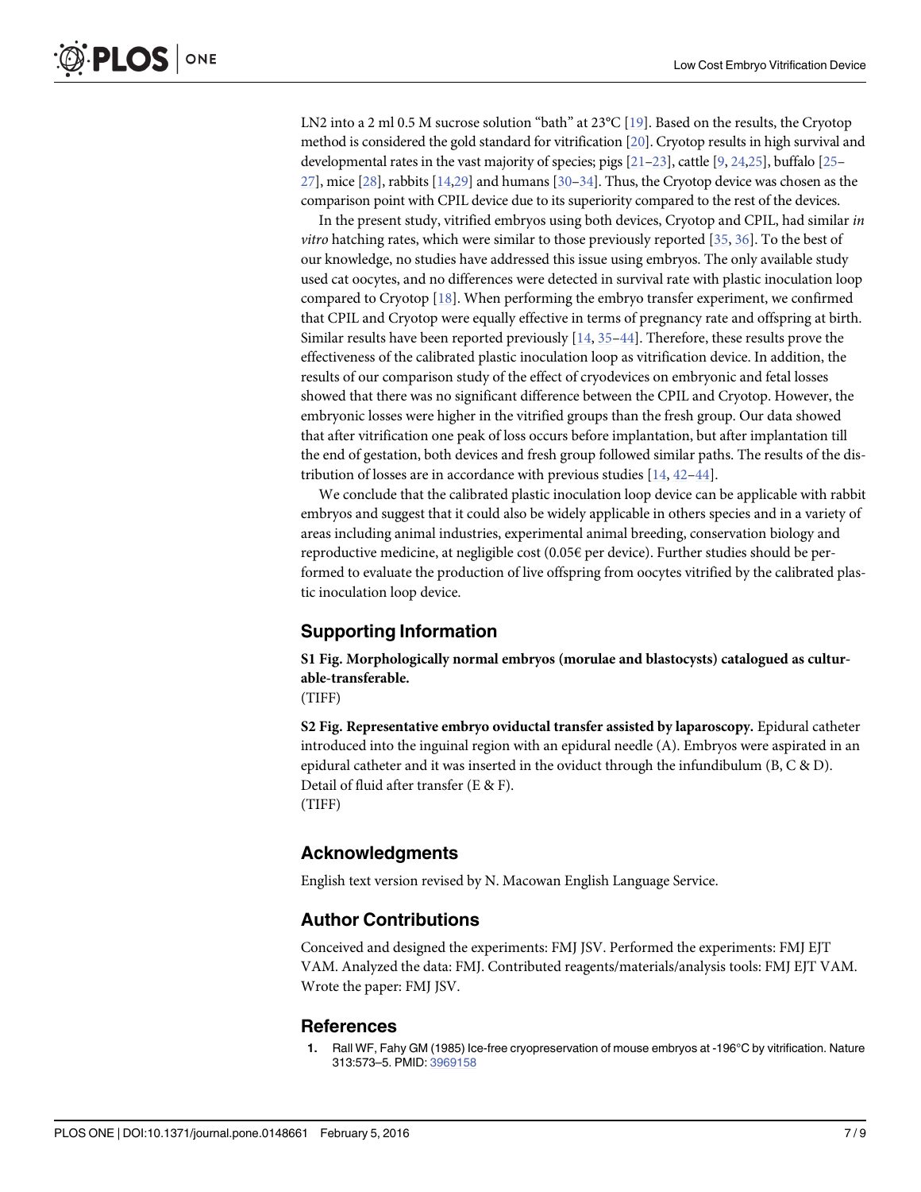LN2 into a 2 ml 0.5 M sucrose solution "bath" at 23°C [19]. Based on the results, the Cryotop method is considered the gold standard for vitrification [20]. Cryotop results in high survival and developmental rates in the vast majority of species; pigs [21–23], cattle [9, 24,25], buffalo [25–27], mice [28], rabbits [14,29] and humans [30–34]. Thus, the Cryotop device was chosen as the comparison point with CPIL device due to its superiority compared to the rest of the devices.

In the present study, vitrified embryos using both devices, Cryotop and CPIL, had similar *in vitro* hatching rates, which were similar to those previously reported [35, 36]. To the best of our knowledge, no studies have addressed this issue using embryos. The only available study used cat oocytes, and no differences were detected in survival rate with plastic inoculation loop compared to Cryotop [18]. When performing the embryo transfer experiment, we confirmed that CPIL and Cryotop were equally effective in terms of pregnancy rate and offspring at birth. Similar results have been reported previously [14, 35–44]. Therefore, these results prove the effectiveness of the calibrated plastic inoculation loop as vitrification device. In addition, the results of our comparison study of the effect of cryodevices on embryonic and fetal losses showed that there was no significant difference between the CPIL and Cryotop. However, the embryonic losses were higher in the vitrified groups than the fresh group. Our data showed that after vitrification one peak of loss occurs before implantation, but after implantation till the end of gestation, both devices and fresh group followed similar paths. The results of the distribution of losses are in accordance with previous studies [14, 42–44].

We conclude that the calibrated plastic inoculation loop device can be applicable with rabbit embryos and suggest that it could also be widely applicable in others species and in a variety of areas including animal industries, experimental animal breeding, conservation biology and reproductive medicine, at negligible cost (0.05€ per device). Further studies should be performed to evaluate the production of live offspring from oocytes vitrified by the calibrated plastic inoculation loop device.

## Supporting Information

**S1 Fig. Morphologically normal embryos (morulae and blastocysts) catalogued as culturable-transferable.**
(TIFF)

**S2 Fig. Representative embryo oviductal transfer assisted by laparoscopy.** Epidural catheter introduced into the inguinal region with an epidural needle (A). Embryos were aspirated in an epidural catheter and it was inserted in the oviduct through the infundibulum (B, C & D). Detail of fluid after transfer (E & F).
(TIFF)

## Acknowledgments

English text version revised by N. Macowan English Language Service.

## Author Contributions

Conceived and designed the experiments: FMJ JSV. Performed the experiments: FMJ EJT VAM. Analyzed the data: FMJ. Contributed reagents/materials/analysis tools: FMJ EJT VAM. Wrote the paper: FMJ JSV.

## References

1. Rall WF, Fahy GM (1985) Ice-free cryopreservation of mouse embryos at -196°C by vitrification. Nature 313:573–5. PMID: 3969158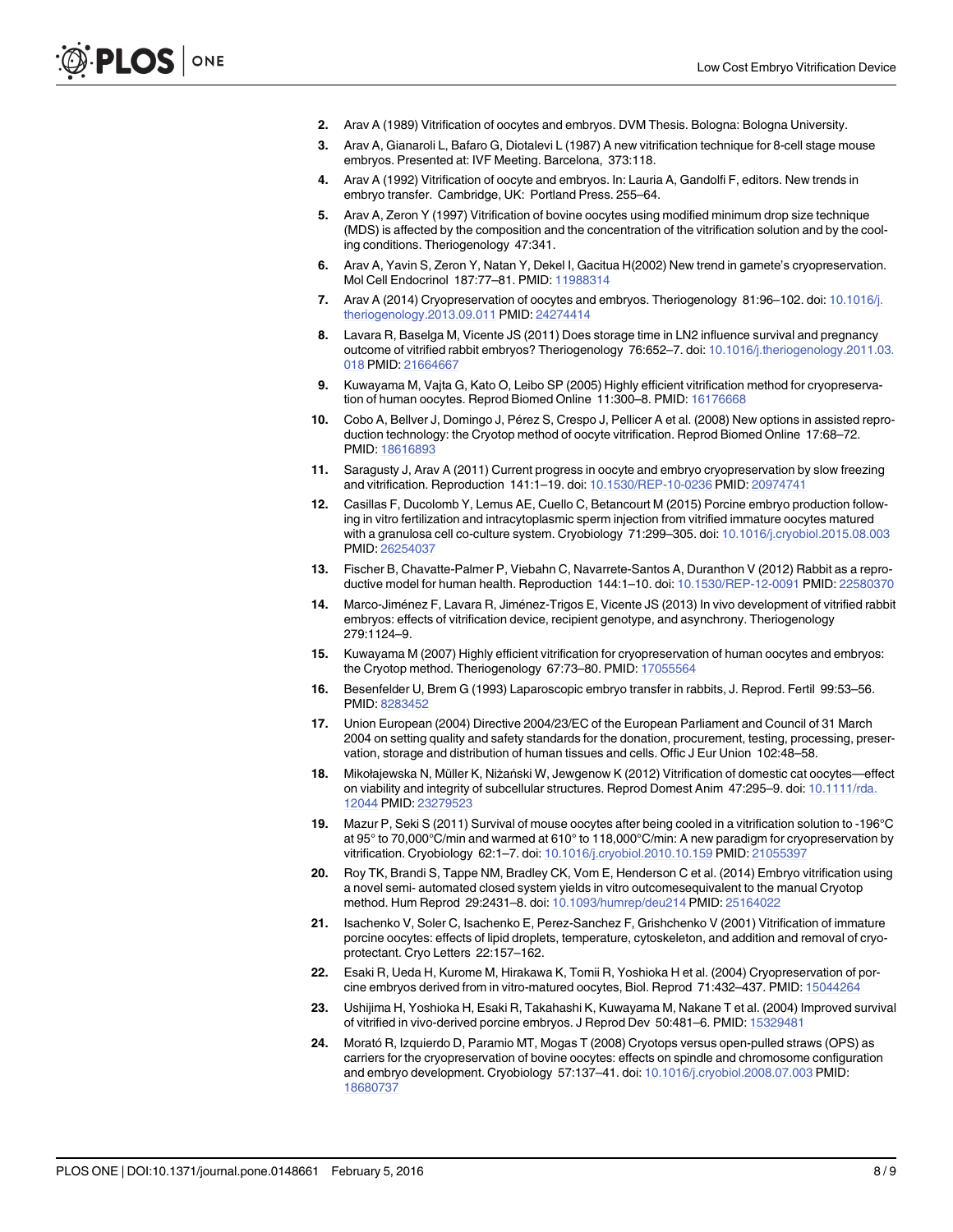2. Arav A (1989) Vitrification of oocytes and embryos. DVM Thesis. Bologna: Bologna University.
3. Arav A, Gianaroli L, Bafaro G, Diotalevi L (1987) A new vitrification technique for 8-cell stage mouse embryos. Presented at: IVF Meeting. Barcelona, 373:118.
4. Arav A (1992) Vitrification of oocyte and embryos. In: Lauria A, Gandolfi F, editors. New trends in embryo transfer. Cambridge, UK: Portland Press. 255–64.
5. Arav A, Zeron Y (1997) Vitrification of bovine oocytes using modified minimum drop size technique (MDS) is affected by the composition and the concentration of the vitrification solution and by the cooling conditions. Theriogenology 47:341.
6. Arav A, Yavin S, Zeron Y, Natan Y, Dekel I, Gacitua H(2002) New trend in gamete's cryopreservation. Mol Cell Endocrinol 187:77–81. PMID: 11988314
7. Arav A (2014) Cryopreservation of oocytes and embryos. Theriogenology 81:96–102. doi: 10.1016/j.theriogenology.2013.09.011 PMID: 24274414
8. Lavara R, Baselga M, Vicente JS (2011) Does storage time in LN2 influence survival and pregnancy outcome of vitrified rabbit embryos? Theriogenology 76:652–7. doi: 10.1016/j.theriogenology.2011.03.018 PMID: 21664667
9. Kuwayama M, Vajta G, Kato O, Leibo SP (2005) Highly efficient vitrification method for cryopreservation of human oocytes. Reprod Biomed Online 11:300–8. PMID: 16176668
10. Cobo A, Bellver J, Domingo J, Pérez S, Crespo J, Pellicer A et al. (2008) New options in assisted reproduction technology: the Cryotop method of oocyte vitrification. Reprod Biomed Online 17:68–72. PMID: 18616893
11. Saragusty J, Arav A (2011) Current progress in oocyte and embryo cryopreservation by slow freezing and vitrification. Reproduction 141:1–19. doi: 10.1530/REP-10-0236 PMID: 20974741
12. Casillas F, Ducolomb Y, Lemus AE, Cuello C, Betancourt M (2015) Porcine embryo production following in vitro fertilization and intracytoplasmic sperm injection from vitrified immature oocytes matured with a granulosa cell co-culture system. Cryobiology 71:299–305. doi: 10.1016/j.cryobiol.2015.08.003 PMID: 26254037
13. Fischer B, Chavatte-Palmer P, Viebahn C, Navarrete-Santos A, Duranthon V (2012) Rabbit as a reproductive model for human health. Reproduction 144:1–10. doi: 10.1530/REP-12-0091 PMID: 22580370
14. Marco-Jiménez F, Lavara R, Jiménez-Trigos E, Vicente JS (2013) In vivo development of vitrified rabbit embryos: effects of vitrification device, recipient genotype, and asynchrony. Theriogenology 279:1124–9.
15. Kuwayama M (2007) Highly efficient vitrification for cryopreservation of human oocytes and embryos: the Cryotop method. Theriogenology 67:73–80. PMID: 17055564
16. Besenfelder U, Brem G (1993) Laparoscopic embryo transfer in rabbits, J. Reprod. Fertil 99:53–56. PMID: 8283452
17. Union European (2004) Directive 2004/23/EC of the European Parliament and Council of 31 March 2004 on setting quality and safety standards for the donation, procurement, testing, processing, preservation, storage and distribution of human tissues and cells. Offic J Eur Union 102:48–58.
18. Mikołajewska N, Müller K, Niżański W, Jewgenow K (2012) Vitrification of domestic cat oocytes—effect on viability and integrity of subcellular structures. Reprod Domest Anim 47:295–9. doi: 10.1111/rda.12044 PMID: 23279523
19. Mazur P, Seki S (2011) Survival of mouse oocytes after being cooled in a vitrification solution to -196°C at 95° to 70,000°C/min and warmed at 610° to 118,000°C/min: A new paradigm for cryopreservation by vitrification. Cryobiology 62:1–7. doi: 10.1016/j.cryobiol.2010.10.159 PMID: 21055397
20. Roy TK, Brandi S, Tappe NM, Bradley CK, Vom E, Henderson C et al. (2014) Embryo vitrification using a novel semi- automated closed system yields in vitro outcomesequivalent to the manual Cryotop method. Hum Reprod 29:2431–8. doi: 10.1093/humrep/deu214 PMID: 25164022
21. Isachenko V, Soler C, Isachenko E, Perez-Sanchez F, Grishchenko V (2001) Vitrification of immature porcine oocytes: effects of lipid droplets, temperature, cytoskeleton, and addition and removal of cryoprotectant. Cryo Letters 22:157–162.
22. Esaki R, Ueda H, Kurome M, Hirakawa K, Tomii R, Yoshioka H et al. (2004) Cryopreservation of porcine embryos derived from in vitro-matured oocytes, Biol. Reprod 71:432–437. PMID: 15044264
23. Ushijima H, Yoshioka H, Esaki R, Takahashi K, Kuwayama M, Nakane T et al. (2004) Improved survival of vitrified in vivo-derived porcine embryos. J Reprod Dev 50:481–6. PMID: 15329481
24. Morató R, Izquierdo D, Paramio MT, Mogas T (2008) Cryotops versus open-pulled straws (OPS) as carriers for the cryopreservation of bovine oocytes: effects on spindle and chromosome configuration and embryo development. Cryobiology 57:137–41. doi: 10.1016/j.cryobiol.2008.07.003 PMID: 18680737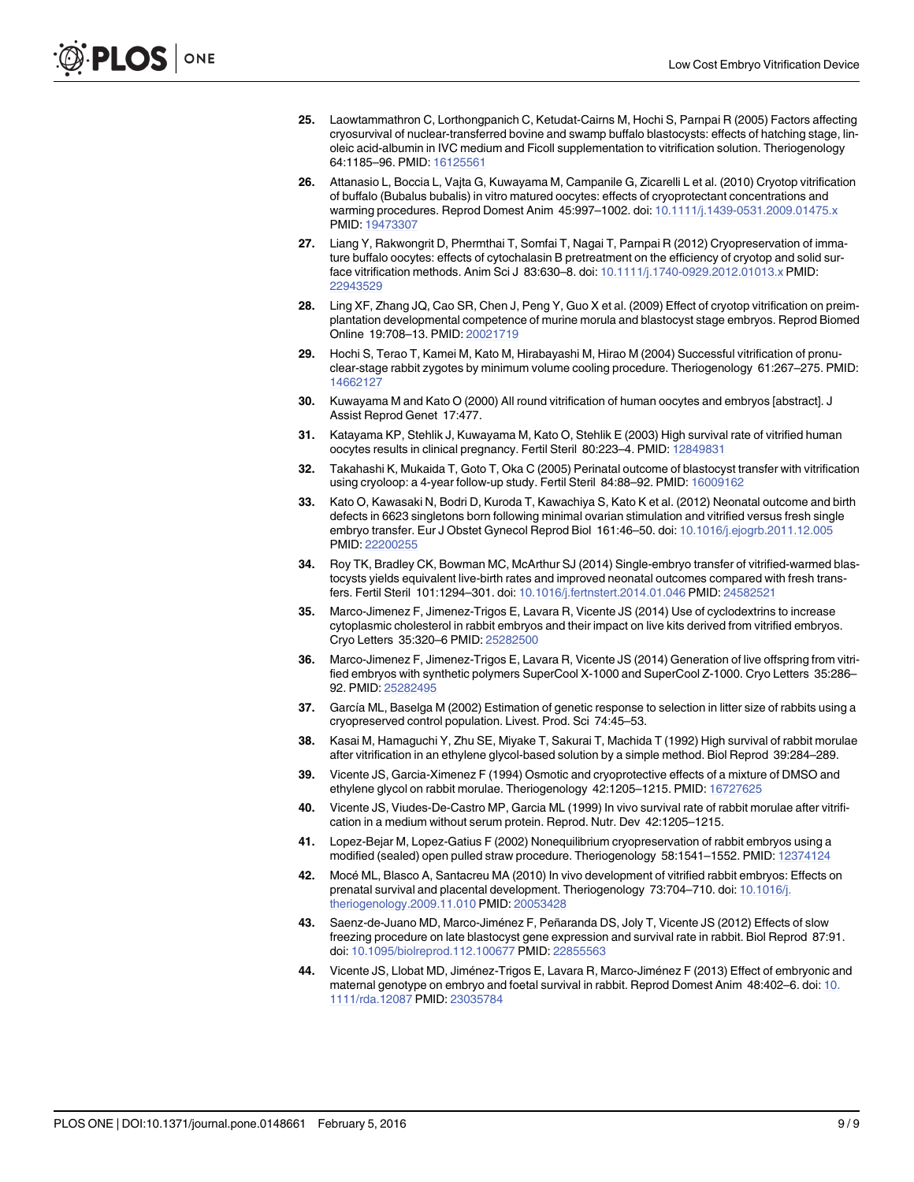25. Laowtammathron C, Lorthongpanich C, Ketudat-Cairns M, Hochi S, Parnpai R (2005) Factors affecting cryosurvival of nuclear-transferred bovine and swamp buffalo blastocysts: effects of hatching stage, linoleic acid-albumin in IVC medium and Ficoll supplementation to vitrification solution. Theriogenology 64:1185–96. PMID: 16125561

26. Attanasio L, Boccia L, Vajta G, Kuwayama M, Campanile G, Zicarelli L et al. (2010) Cryotop vitrification of buffalo (Bubalus bubalis) in vitro matured oocytes: effects of cryoprotectant concentrations and warming procedures. Reprod Domest Anim 45:997–1002. doi: 10.1111/j.1439-0531.2009.01475.x PMID: 19473307

27. Liang Y, Rakwongrit D, Phermthai T, Somfai T, Nagai T, Parnpai R (2012) Cryopreservation of immature buffalo oocytes: effects of cytochalasin B pretreatment on the efficiency of cryotop and solid surface vitrification methods. Anim Sci J 83:630–8. doi: 10.1111/j.1740-0929.2012.01013.x PMID: 22943529

28. Ling XF, Zhang JQ, Cao SR, Chen J, Peng Y, Guo X et al. (2009) Effect of cryotop vitrification on preimplantation developmental competence of murine morula and blastocyst stage embryos. Reprod Biomed Online 19:708–13. PMID: 20021719

29. Hochi S, Terao T, Kamei M, Kato M, Hirabayashi M, Hirao M (2004) Successful vitrification of pronuclear-stage rabbit zygotes by minimum volume cooling procedure. Theriogenology 61:267–275. PMID: 14662127

30. Kuwayama M and Kato O (2000) All round vitrification of human oocytes and embryos [abstract]. J Assist Reprod Genet 17:477.

31. Katayama KP, Stehlik J, Kuwayama M, Kato O, Stehlik E (2003) High survival rate of vitrified human oocytes results in clinical pregnancy. Fertil Steril 80:223–4. PMID: 12849831

32. Takahashi K, Mukaida T, Goto T, Oka C (2005) Perinatal outcome of blastocyst transfer with vitrification using cryoloop: a 4-year follow-up study. Fertil Steril 84:88–92. PMID: 16009162

33. Kato O, Kawasaki N, Bodri D, Kuroda T, Kawachiya S, Kato K et al. (2012) Neonatal outcome and birth defects in 6623 singletons born following minimal ovarian stimulation and vitrified versus fresh single embryo transfer. Eur J Obstet Gynecol Reprod Biol 161:46–50. doi: 10.1016/j.ejogrb.2011.12.005 PMID: 22200255

34. Roy TK, Bradley CK, Bowman MC, McArthur SJ (2014) Single-embryo transfer of vitrified-warmed blastocysts yields equivalent live-birth rates and improved neonatal outcomes compared with fresh transfers. Fertil Steril 101:1294–301. doi: 10.1016/j.fertnstert.2014.01.046 PMID: 24582521

35. Marco-Jimenez F, Jimenez-Trigos E, Lavara R, Vicente JS (2014) Use of cyclodextrins to increase cytoplasmic cholesterol in rabbit embryos and their impact on live kits derived from vitrified embryos. Cryo Letters 35:320–6 PMID: 25282500

36. Marco-Jimenez F, Jimenez-Trigos E, Lavara R, Vicente JS (2014) Generation of live offspring from vitrified embryos with synthetic polymers SuperCool X-1000 and SuperCool Z-1000. Cryo Letters 35:286–92. PMID: 25282495

37. García ML, Baselga M (2002) Estimation of genetic response to selection in litter size of rabbits using a cryopreserved control population. Livest. Prod. Sci 74:45–53.

38. Kasai M, Hamaguchi Y, Zhu SE, Miyake T, Sakurai T, Machida T (1992) High survival of rabbit morulae after vitrification in an ethylene glycol-based solution by a simple method. Biol Reprod 39:284–289.

39. Vicente JS, Garcia-Ximenez F (1994) Osmotic and cryoprotective effects of a mixture of DMSO and ethylene glycol on rabbit morulae. Theriogenology 42:1205–1215. PMID: 16727625

40. Vicente JS, Viudes-De-Castro MP, Garcia ML (1999) In vivo survival rate of rabbit morulae after vitrification in a medium without serum protein. Reprod. Nutr. Dev 42:1205–1215.

41. Lopez-Bejar M, Lopez-Gatius F (2002) Nonequilibrium cryopreservation of rabbit embryos using a modified (sealed) open pulled straw procedure. Theriogenology 58:1541–1552. PMID: 12374124

42. Mocé ML, Blasco A, Santacreu MA (2010) In vivo development of vitrified rabbit embryos: Effects on prenatal survival and placental development. Theriogenology 73:704–710. doi: 10.1016/j.theriogenology.2009.11.010 PMID: 20053428

43. Saenz-de-Juano MD, Marco-Jiménez F, Peñaranda DS, Joly T, Vicente JS (2012) Effects of slow freezing procedure on late blastocyst gene expression and survival rate in rabbit. Biol Reprod 87:91. doi: 10.1095/biolreprod.112.100677 PMID: 22855563

44. Vicente JS, Llobat MD, Jiménez-Trigos E, Lavara R, Marco-Jiménez F (2013) Effect of embryonic and maternal genotype on embryo and foetal survival in rabbit. Reprod Domest Anim 48:402–6. doi: 10.1111/rda.12087 PMID: 23035784